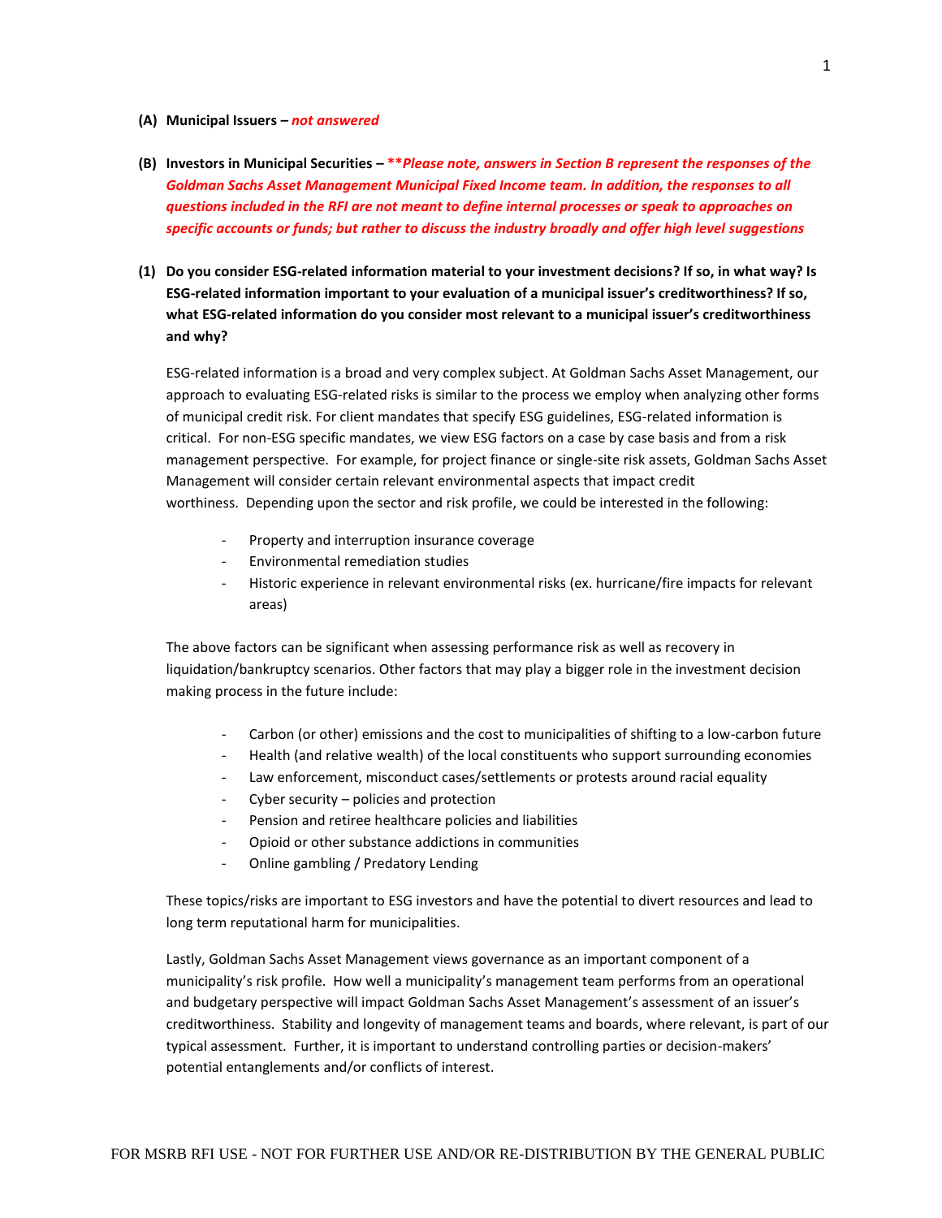**(A) Municipal Issuers –** ***not answered***

**(B) Investors in Municipal Securities –** ***\*\*Please note, answers in Section B represent the responses of the Goldman Sachs Asset Management Municipal Fixed Income team. In addition, the responses to all questions included in the RFI are not meant to define internal processes or speak to approaches on specific accounts or funds; but rather to discuss the industry broadly and offer high level suggestions***

**(1) Do you consider ESG-related information material to your investment decisions? If so, in what way? Is ESG-related information important to your evaluation of a municipal issuer's creditworthiness? If so, what ESG-related information do you consider most relevant to a municipal issuer's creditworthiness and why?**

ESG-related information is a broad and very complex subject. At Goldman Sachs Asset Management, our approach to evaluating ESG-related risks is similar to the process we employ when analyzing other forms of municipal credit risk. For client mandates that specify ESG guidelines, ESG-related information is critical. For non-ESG specific mandates, we view ESG factors on a case by case basis and from a risk management perspective. For example, for project finance or single-site risk assets, Goldman Sachs Asset Management will consider certain relevant environmental aspects that impact credit worthiness. Depending upon the sector and risk profile, we could be interested in the following:

- Property and interruption insurance coverage
- Environmental remediation studies
- Historic experience in relevant environmental risks (ex. hurricane/fire impacts for relevant areas)

The above factors can be significant when assessing performance risk as well as recovery in liquidation/bankruptcy scenarios. Other factors that may play a bigger role in the investment decision making process in the future include:

- Carbon (or other) emissions and the cost to municipalities of shifting to a low-carbon future
- Health (and relative wealth) of the local constituents who support surrounding economies
- Law enforcement, misconduct cases/settlements or protests around racial equality
- Cyber security – policies and protection
- Pension and retiree healthcare policies and liabilities
- Opioid or other substance addictions in communities
- Online gambling / Predatory Lending

These topics/risks are important to ESG investors and have the potential to divert resources and lead to long term reputational harm for municipalities.

Lastly, Goldman Sachs Asset Management views governance as an important component of a municipality's risk profile. How well a municipality's management team performs from an operational and budgetary perspective will impact Goldman Sachs Asset Management's assessment of an issuer's creditworthiness. Stability and longevity of management teams and boards, where relevant, is part of our typical assessment. Further, it is important to understand controlling parties or decision-makers' potential entanglements and/or conflicts of interest.

FOR MSRB RFI USE - NOT FOR FURTHER USE AND/OR RE-DISTRIBUTION BY THE GENERAL PUBLIC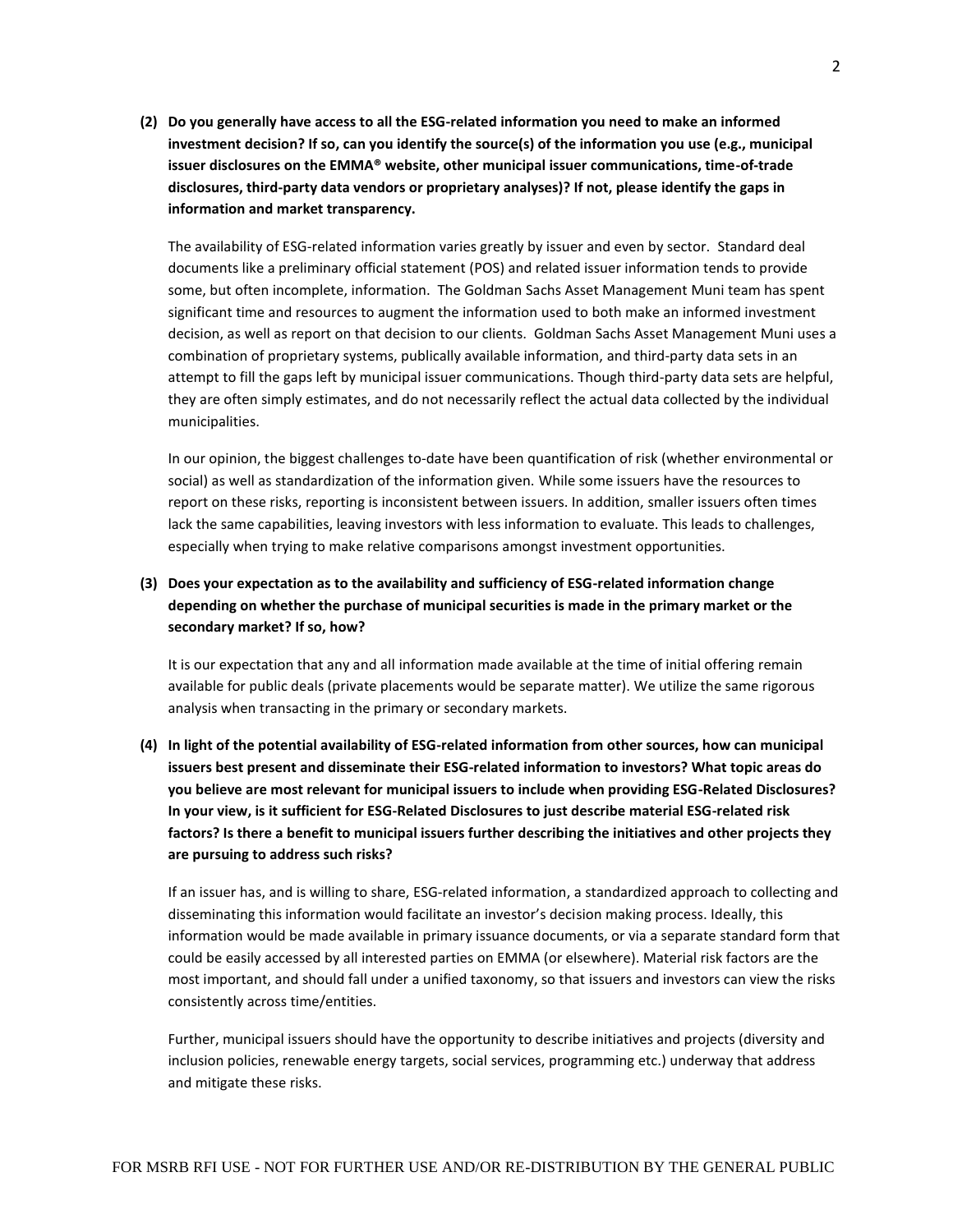**(2) Do you generally have access to all the ESG-related information you need to make an informed investment decision? If so, can you identify the source(s) of the information you use (e.g., municipal issuer disclosures on the EMMA® website, other municipal issuer communications, time-of-trade disclosures, third-party data vendors or proprietary analyses)? If not, please identify the gaps in information and market transparency.**

The availability of ESG-related information varies greatly by issuer and even by sector. Standard deal documents like a preliminary official statement (POS) and related issuer information tends to provide some, but often incomplete, information. The Goldman Sachs Asset Management Muni team has spent significant time and resources to augment the information used to both make an informed investment decision, as well as report on that decision to our clients. Goldman Sachs Asset Management Muni uses a combination of proprietary systems, publically available information, and third-party data sets in an attempt to fill the gaps left by municipal issuer communications. Though third-party data sets are helpful, they are often simply estimates, and do not necessarily reflect the actual data collected by the individual municipalities.

In our opinion, the biggest challenges to-date have been quantification of risk (whether environmental or social) as well as standardization of the information given. While some issuers have the resources to report on these risks, reporting is inconsistent between issuers. In addition, smaller issuers often times lack the same capabilities, leaving investors with less information to evaluate. This leads to challenges, especially when trying to make relative comparisons amongst investment opportunities.

**(3) Does your expectation as to the availability and sufficiency of ESG-related information change depending on whether the purchase of municipal securities is made in the primary market or the secondary market? If so, how?**

It is our expectation that any and all information made available at the time of initial offering remain available for public deals (private placements would be separate matter). We utilize the same rigorous analysis when transacting in the primary or secondary markets.

**(4) In light of the potential availability of ESG-related information from other sources, how can municipal issuers best present and disseminate their ESG-related information to investors? What topic areas do you believe are most relevant for municipal issuers to include when providing ESG-Related Disclosures? In your view, is it sufficient for ESG-Related Disclosures to just describe material ESG-related risk factors? Is there a benefit to municipal issuers further describing the initiatives and other projects they are pursuing to address such risks?**

If an issuer has, and is willing to share, ESG-related information, a standardized approach to collecting and disseminating this information would facilitate an investor's decision making process. Ideally, this information would be made available in primary issuance documents, or via a separate standard form that could be easily accessed by all interested parties on EMMA (or elsewhere). Material risk factors are the most important, and should fall under a unified taxonomy, so that issuers and investors can view the risks consistently across time/entities.

Further, municipal issuers should have the opportunity to describe initiatives and projects (diversity and inclusion policies, renewable energy targets, social services, programming etc.) underway that address and mitigate these risks.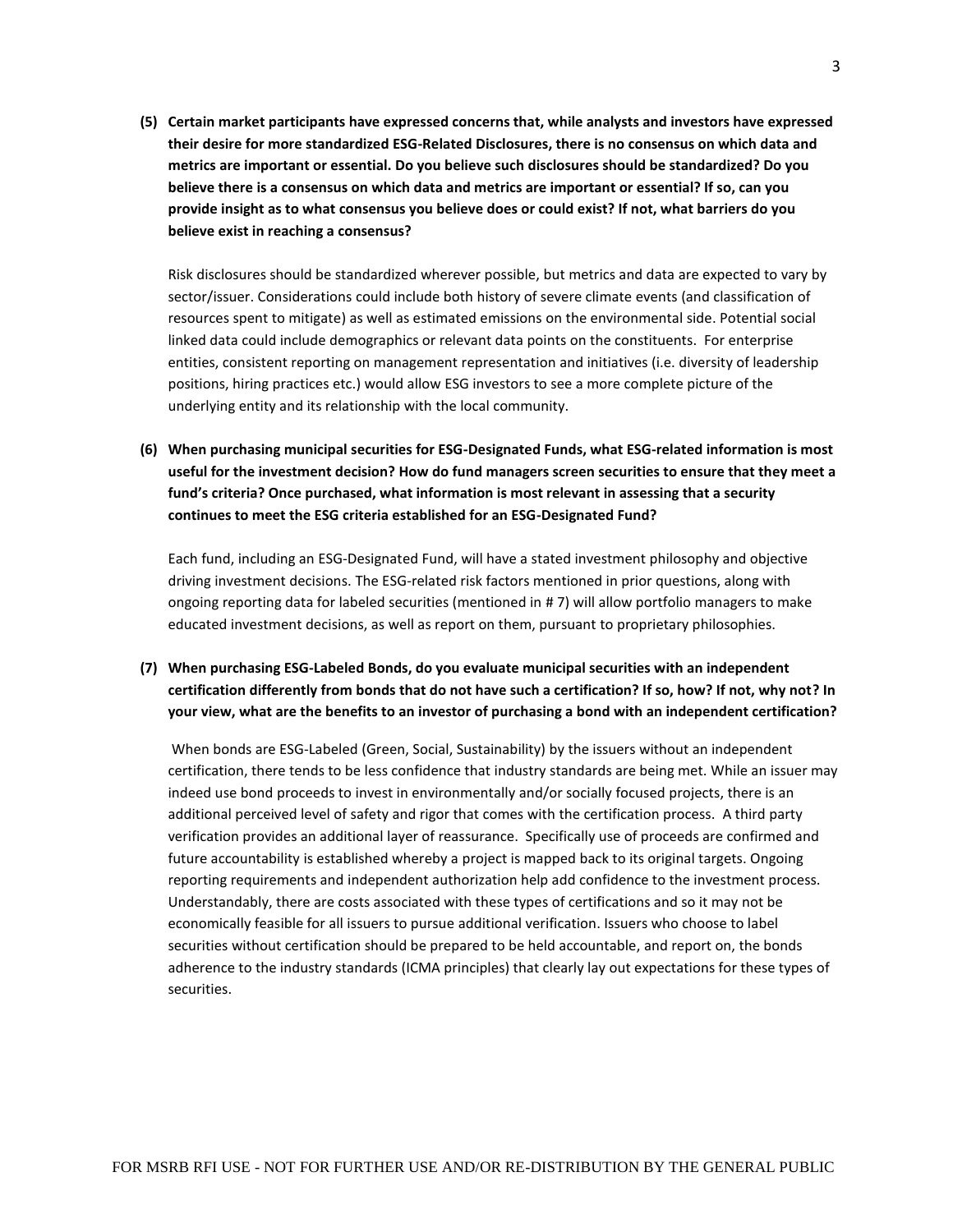**(5) Certain market participants have expressed concerns that, while analysts and investors have expressed their desire for more standardized ESG-Related Disclosures, there is no consensus on which data and metrics are important or essential. Do you believe such disclosures should be standardized? Do you believe there is a consensus on which data and metrics are important or essential? If so, can you provide insight as to what consensus you believe does or could exist? If not, what barriers do you believe exist in reaching a consensus?**

Risk disclosures should be standardized wherever possible, but metrics and data are expected to vary by sector/issuer. Considerations could include both history of severe climate events (and classification of resources spent to mitigate) as well as estimated emissions on the environmental side. Potential social linked data could include demographics or relevant data points on the constituents. For enterprise entities, consistent reporting on management representation and initiatives (i.e. diversity of leadership positions, hiring practices etc.) would allow ESG investors to see a more complete picture of the underlying entity and its relationship with the local community.

**(6) When purchasing municipal securities for ESG-Designated Funds, what ESG-related information is most useful for the investment decision? How do fund managers screen securities to ensure that they meet a fund's criteria? Once purchased, what information is most relevant in assessing that a security continues to meet the ESG criteria established for an ESG-Designated Fund?**

Each fund, including an ESG-Designated Fund, will have a stated investment philosophy and objective driving investment decisions. The ESG-related risk factors mentioned in prior questions, along with ongoing reporting data for labeled securities (mentioned in # 7) will allow portfolio managers to make educated investment decisions, as well as report on them, pursuant to proprietary philosophies.

**(7) When purchasing ESG-Labeled Bonds, do you evaluate municipal securities with an independent certification differently from bonds that do not have such a certification? If so, how? If not, why not? In your view, what are the benefits to an investor of purchasing a bond with an independent certification?**

When bonds are ESG-Labeled (Green, Social, Sustainability) by the issuers without an independent certification, there tends to be less confidence that industry standards are being met. While an issuer may indeed use bond proceeds to invest in environmentally and/or socially focused projects, there is an additional perceived level of safety and rigor that comes with the certification process. A third party verification provides an additional layer of reassurance. Specifically use of proceeds are confirmed and future accountability is established whereby a project is mapped back to its original targets. Ongoing reporting requirements and independent authorization help add confidence to the investment process. Understandably, there are costs associated with these types of certifications and so it may not be economically feasible for all issuers to pursue additional verification. Issuers who choose to label securities without certification should be prepared to be held accountable, and report on, the bonds adherence to the industry standards (ICMA principles) that clearly lay out expectations for these types of securities.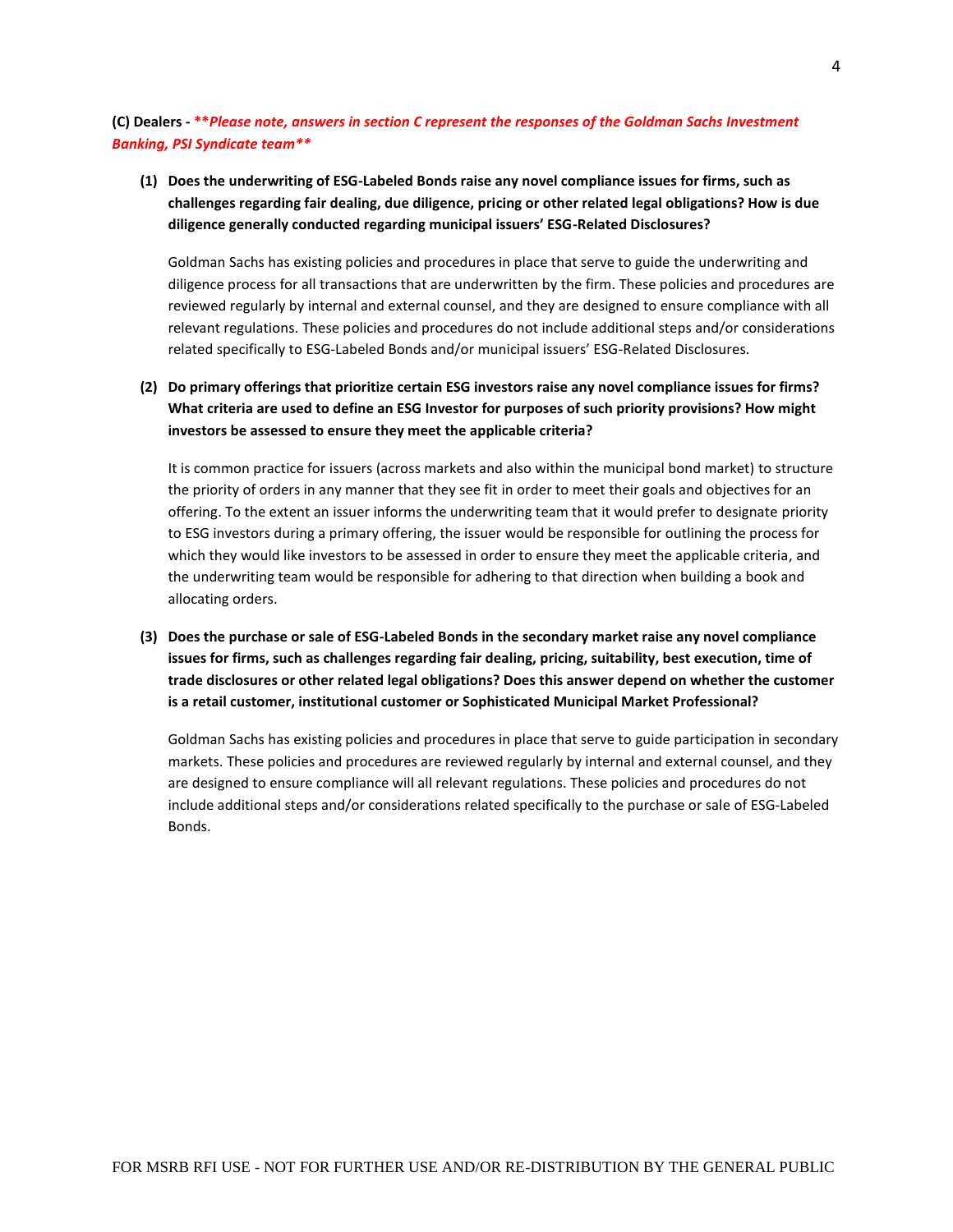**(C) Dealers -** ***\*\*Please note, answers in section C represent the responses of the Goldman Sachs Investment Banking, PSI Syndicate team\*\****

**(1) Does the underwriting of ESG-Labeled Bonds raise any novel compliance issues for firms, such as challenges regarding fair dealing, due diligence, pricing or other related legal obligations? How is due diligence generally conducted regarding municipal issuers' ESG-Related Disclosures?**

Goldman Sachs has existing policies and procedures in place that serve to guide the underwriting and diligence process for all transactions that are underwritten by the firm. These policies and procedures are reviewed regularly by internal and external counsel, and they are designed to ensure compliance with all relevant regulations. These policies and procedures do not include additional steps and/or considerations related specifically to ESG-Labeled Bonds and/or municipal issuers' ESG-Related Disclosures.

**(2) Do primary offerings that prioritize certain ESG investors raise any novel compliance issues for firms? What criteria are used to define an ESG Investor for purposes of such priority provisions? How might investors be assessed to ensure they meet the applicable criteria?**

It is common practice for issuers (across markets and also within the municipal bond market) to structure the priority of orders in any manner that they see fit in order to meet their goals and objectives for an offering. To the extent an issuer informs the underwriting team that it would prefer to designate priority to ESG investors during a primary offering, the issuer would be responsible for outlining the process for which they would like investors to be assessed in order to ensure they meet the applicable criteria, and the underwriting team would be responsible for adhering to that direction when building a book and allocating orders.

**(3) Does the purchase or sale of ESG-Labeled Bonds in the secondary market raise any novel compliance issues for firms, such as challenges regarding fair dealing, pricing, suitability, best execution, time of trade disclosures or other related legal obligations? Does this answer depend on whether the customer is a retail customer, institutional customer or Sophisticated Municipal Market Professional?**

Goldman Sachs has existing policies and procedures in place that serve to guide participation in secondary markets. These policies and procedures are reviewed regularly by internal and external counsel, and they are designed to ensure compliance will all relevant regulations. These policies and procedures do not include additional steps and/or considerations related specifically to the purchase or sale of ESG-Labeled Bonds.

FOR MSRB RFI USE - NOT FOR FURTHER USE AND/OR RE-DISTRIBUTION BY THE GENERAL PUBLIC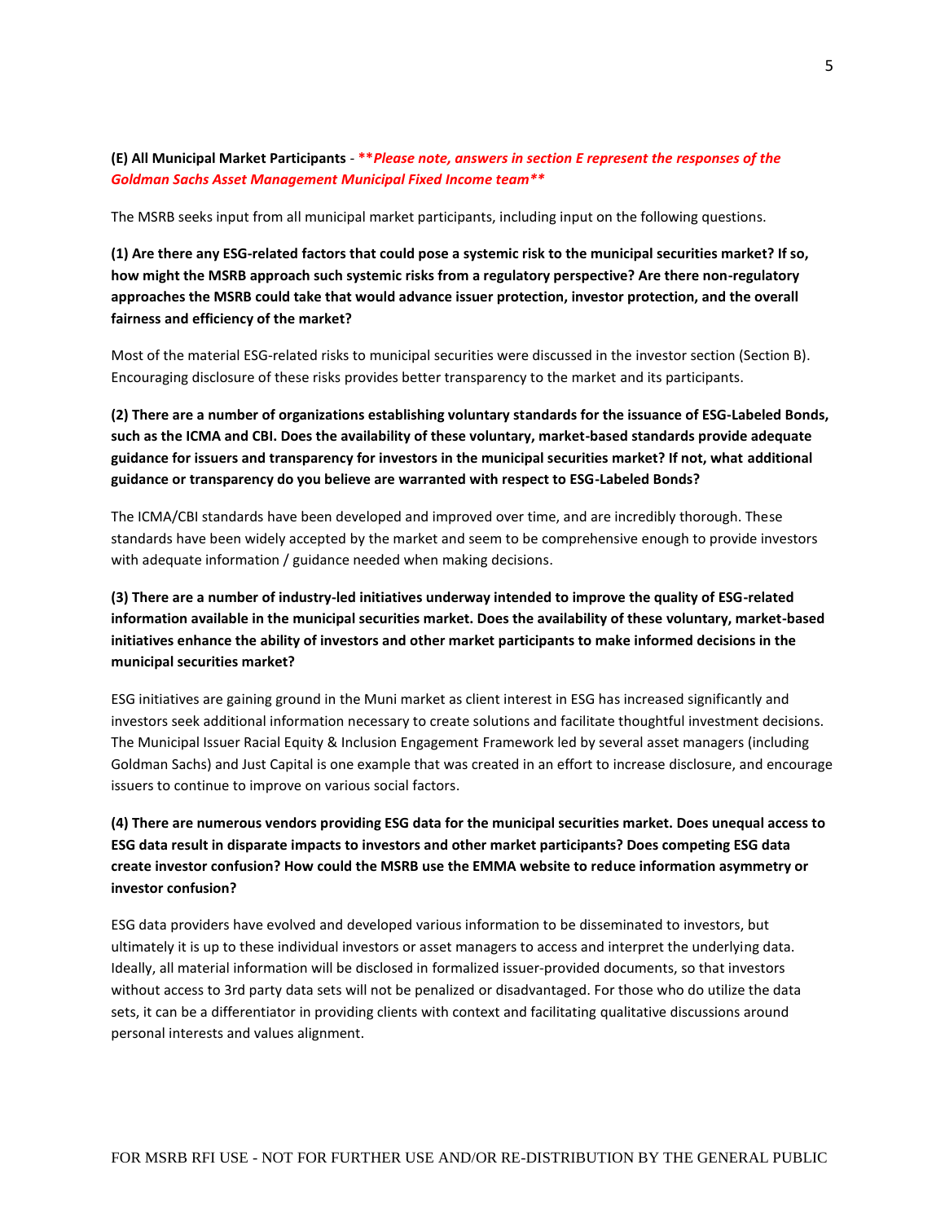**(E) All Municipal Market Participants** - ***\*Please note, answers in section E represent the responses of the Goldman Sachs Asset Management Municipal Fixed Income team\****

The MSRB seeks input from all municipal market participants, including input on the following questions.

**(1) Are there any ESG-related factors that could pose a systemic risk to the municipal securities market? If so, how might the MSRB approach such systemic risks from a regulatory perspective? Are there non-regulatory approaches the MSRB could take that would advance issuer protection, investor protection, and the overall fairness and efficiency of the market?**

Most of the material ESG-related risks to municipal securities were discussed in the investor section (Section B). Encouraging disclosure of these risks provides better transparency to the market and its participants.

**(2) There are a number of organizations establishing voluntary standards for the issuance of ESG-Labeled Bonds, such as the ICMA and CBI. Does the availability of these voluntary, market-based standards provide adequate guidance for issuers and transparency for investors in the municipal securities market? If not, what additional guidance or transparency do you believe are warranted with respect to ESG-Labeled Bonds?**

The ICMA/CBI standards have been developed and improved over time, and are incredibly thorough. These standards have been widely accepted by the market and seem to be comprehensive enough to provide investors with adequate information / guidance needed when making decisions.

**(3) There are a number of industry-led initiatives underway intended to improve the quality of ESG-related information available in the municipal securities market. Does the availability of these voluntary, market-based initiatives enhance the ability of investors and other market participants to make informed decisions in the municipal securities market?**

ESG initiatives are gaining ground in the Muni market as client interest in ESG has increased significantly and investors seek additional information necessary to create solutions and facilitate thoughtful investment decisions. The Municipal Issuer Racial Equity & Inclusion Engagement Framework led by several asset managers (including Goldman Sachs) and Just Capital is one example that was created in an effort to increase disclosure, and encourage issuers to continue to improve on various social factors.

**(4) There are numerous vendors providing ESG data for the municipal securities market. Does unequal access to ESG data result in disparate impacts to investors and other market participants? Does competing ESG data create investor confusion? How could the MSRB use the EMMA website to reduce information asymmetry or investor confusion?**

ESG data providers have evolved and developed various information to be disseminated to investors, but ultimately it is up to these individual investors or asset managers to access and interpret the underlying data. Ideally, all material information will be disclosed in formalized issuer-provided documents, so that investors without access to 3rd party data sets will not be penalized or disadvantaged. For those who do utilize the data sets, it can be a differentiator in providing clients with context and facilitating qualitative discussions around personal interests and values alignment.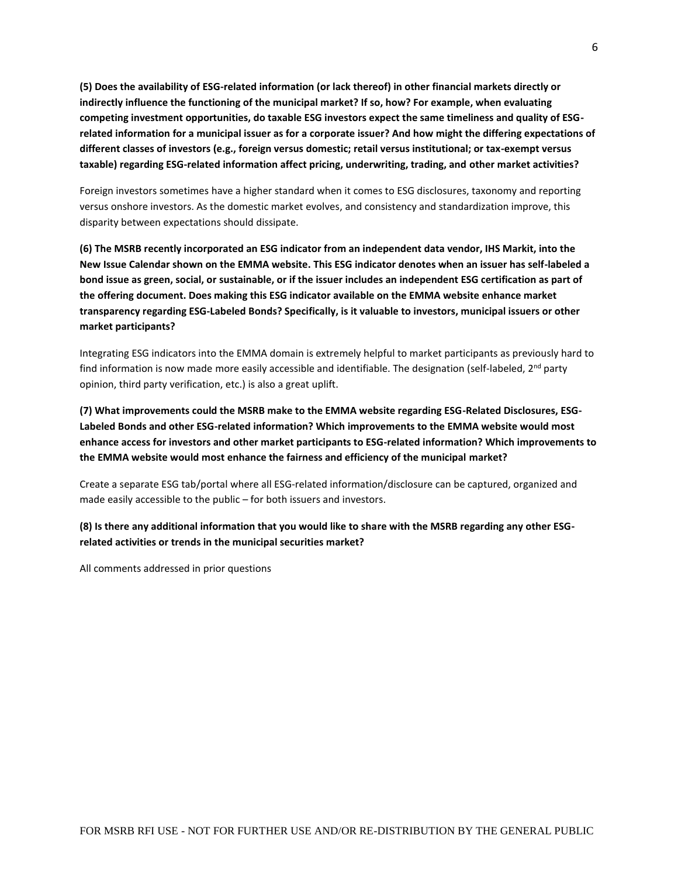**(5) Does the availability of ESG-related information (or lack thereof) in other financial markets directly or indirectly influence the functioning of the municipal market? If so, how? For example, when evaluating competing investment opportunities, do taxable ESG investors expect the same timeliness and quality of ESG-related information for a municipal issuer as for a corporate issuer? And how might the differing expectations of different classes of investors (e.g., foreign versus domestic; retail versus institutional; or tax-exempt versus taxable) regarding ESG-related information affect pricing, underwriting, trading, and other market activities?**

Foreign investors sometimes have a higher standard when it comes to ESG disclosures, taxonomy and reporting versus onshore investors. As the domestic market evolves, and consistency and standardization improve, this disparity between expectations should dissipate.

**(6) The MSRB recently incorporated an ESG indicator from an independent data vendor, IHS Markit, into the New Issue Calendar shown on the EMMA website. This ESG indicator denotes when an issuer has self-labeled a bond issue as green, social, or sustainable, or if the issuer includes an independent ESG certification as part of the offering document. Does making this ESG indicator available on the EMMA website enhance market transparency regarding ESG-Labeled Bonds? Specifically, is it valuable to investors, municipal issuers or other market participants?**

Integrating ESG indicators into the EMMA domain is extremely helpful to market participants as previously hard to find information is now made more easily accessible and identifiable. The designation (self-labeled, 2nd party opinion, third party verification, etc.) is also a great uplift.

**(7) What improvements could the MSRB make to the EMMA website regarding ESG-Related Disclosures, ESG-Labeled Bonds and other ESG-related information? Which improvements to the EMMA website would most enhance access for investors and other market participants to ESG-related information? Which improvements to the EMMA website would most enhance the fairness and efficiency of the municipal market?**

Create a separate ESG tab/portal where all ESG-related information/disclosure can be captured, organized and made easily accessible to the public – for both issuers and investors.

**(8) Is there any additional information that you would like to share with the MSRB regarding any other ESG-related activities or trends in the municipal securities market?**

All comments addressed in prior questions

FOR MSRB RFI USE - NOT FOR FURTHER USE AND/OR RE-DISTRIBUTION BY THE GENERAL PUBLIC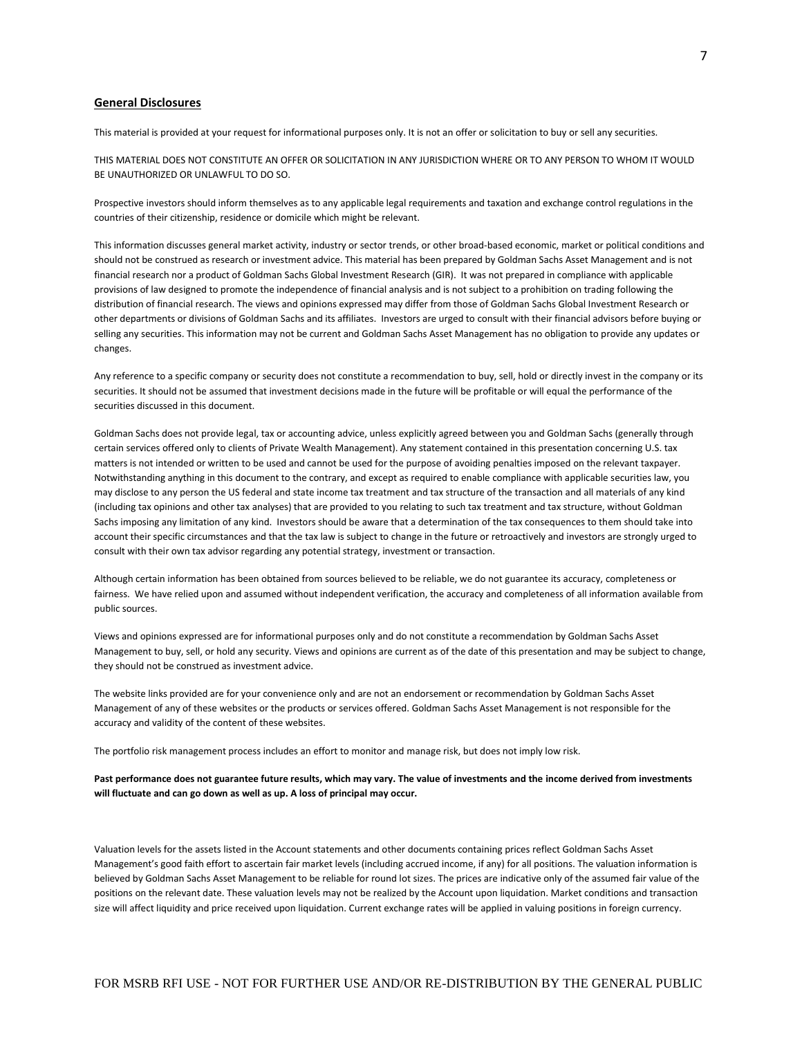## General Disclosures

This material is provided at your request for informational purposes only. It is not an offer or solicitation to buy or sell any securities.

THIS MATERIAL DOES NOT CONSTITUTE AN OFFER OR SOLICITATION IN ANY JURISDICTION WHERE OR TO ANY PERSON TO WHOM IT WOULD BE UNAUTHORIZED OR UNLAWFUL TO DO SO.

Prospective investors should inform themselves as to any applicable legal requirements and taxation and exchange control regulations in the countries of their citizenship, residence or domicile which might be relevant.

This information discusses general market activity, industry or sector trends, or other broad-based economic, market or political conditions and should not be construed as research or investment advice. This material has been prepared by Goldman Sachs Asset Management and is not financial research nor a product of Goldman Sachs Global Investment Research (GIR). It was not prepared in compliance with applicable provisions of law designed to promote the independence of financial analysis and is not subject to a prohibition on trading following the distribution of financial research. The views and opinions expressed may differ from those of Goldman Sachs Global Investment Research or other departments or divisions of Goldman Sachs and its affiliates. Investors are urged to consult with their financial advisors before buying or selling any securities. This information may not be current and Goldman Sachs Asset Management has no obligation to provide any updates or changes.

Any reference to a specific company or security does not constitute a recommendation to buy, sell, hold or directly invest in the company or its securities. It should not be assumed that investment decisions made in the future will be profitable or will equal the performance of the securities discussed in this document.

Goldman Sachs does not provide legal, tax or accounting advice, unless explicitly agreed between you and Goldman Sachs (generally through certain services offered only to clients of Private Wealth Management). Any statement contained in this presentation concerning U.S. tax matters is not intended or written to be used and cannot be used for the purpose of avoiding penalties imposed on the relevant taxpayer. Notwithstanding anything in this document to the contrary, and except as required to enable compliance with applicable securities law, you may disclose to any person the US federal and state income tax treatment and tax structure of the transaction and all materials of any kind (including tax opinions and other tax analyses) that are provided to you relating to such tax treatment and tax structure, without Goldman Sachs imposing any limitation of any kind. Investors should be aware that a determination of the tax consequences to them should take into account their specific circumstances and that the tax law is subject to change in the future or retroactively and investors are strongly urged to consult with their own tax advisor regarding any potential strategy, investment or transaction.

Although certain information has been obtained from sources believed to be reliable, we do not guarantee its accuracy, completeness or fairness. We have relied upon and assumed without independent verification, the accuracy and completeness of all information available from public sources.

Views and opinions expressed are for informational purposes only and do not constitute a recommendation by Goldman Sachs Asset Management to buy, sell, or hold any security. Views and opinions are current as of the date of this presentation and may be subject to change, they should not be construed as investment advice.

The website links provided are for your convenience only and are not an endorsement or recommendation by Goldman Sachs Asset Management of any of these websites or the products or services offered. Goldman Sachs Asset Management is not responsible for the accuracy and validity of the content of these websites.

The portfolio risk management process includes an effort to monitor and manage risk, but does not imply low risk.

**Past performance does not guarantee future results, which may vary. The value of investments and the income derived from investments will fluctuate and can go down as well as up. A loss of principal may occur.**

Valuation levels for the assets listed in the Account statements and other documents containing prices reflect Goldman Sachs Asset Management's good faith effort to ascertain fair market levels (including accrued income, if any) for all positions. The valuation information is believed by Goldman Sachs Asset Management to be reliable for round lot sizes. The prices are indicative only of the assumed fair value of the positions on the relevant date. These valuation levels may not be realized by the Account upon liquidation. Market conditions and transaction size will affect liquidity and price received upon liquidation. Current exchange rates will be applied in valuing positions in foreign currency.

FOR MSRB RFI USE - NOT FOR FURTHER USE AND/OR RE-DISTRIBUTION BY THE GENERAL PUBLIC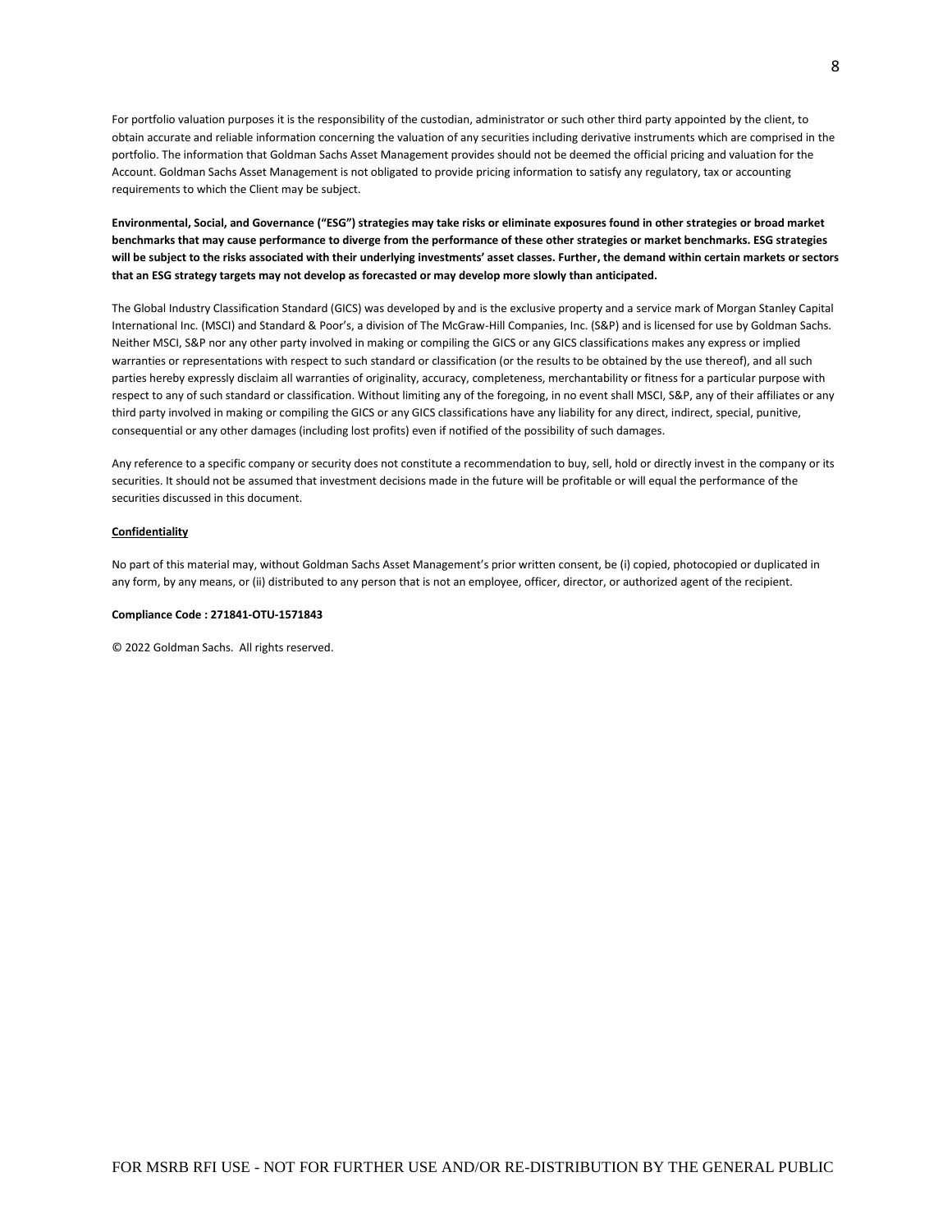For portfolio valuation purposes it is the responsibility of the custodian, administrator or such other third party appointed by the client, to obtain accurate and reliable information concerning the valuation of any securities including derivative instruments which are comprised in the portfolio. The information that Goldman Sachs Asset Management provides should not be deemed the official pricing and valuation for the Account. Goldman Sachs Asset Management is not obligated to provide pricing information to satisfy any regulatory, tax or accounting requirements to which the Client may be subject.

**Environmental, Social, and Governance ("ESG") strategies may take risks or eliminate exposures found in other strategies or broad market benchmarks that may cause performance to diverge from the performance of these other strategies or market benchmarks. ESG strategies will be subject to the risks associated with their underlying investments' asset classes. Further, the demand within certain markets or sectors that an ESG strategy targets may not develop as forecasted or may develop more slowly than anticipated.**

The Global Industry Classification Standard (GICS) was developed by and is the exclusive property and a service mark of Morgan Stanley Capital International Inc. (MSCI) and Standard & Poor's, a division of The McGraw-Hill Companies, Inc. (S&P) and is licensed for use by Goldman Sachs. Neither MSCI, S&P nor any other party involved in making or compiling the GICS or any GICS classifications makes any express or implied warranties or representations with respect to such standard or classification (or the results to be obtained by the use thereof), and all such parties hereby expressly disclaim all warranties of originality, accuracy, completeness, merchantability or fitness for a particular purpose with respect to any of such standard or classification. Without limiting any of the foregoing, in no event shall MSCI, S&P, any of their affiliates or any third party involved in making or compiling the GICS or any GICS classifications have any liability for any direct, indirect, special, punitive, consequential or any other damages (including lost profits) even if notified of the possibility of such damages.

Any reference to a specific company or security does not constitute a recommendation to buy, sell, hold or directly invest in the company or its securities. It should not be assumed that investment decisions made in the future will be profitable or will equal the performance of the securities discussed in this document.

**Confidentiality**

No part of this material may, without Goldman Sachs Asset Management's prior written consent, be (i) copied, photocopied or duplicated in any form, by any means, or (ii) distributed to any person that is not an employee, officer, director, or authorized agent of the recipient.

**Compliance Code : 271841-OTU-1571843**

© 2022 Goldman Sachs. All rights reserved.

FOR MSRB RFI USE - NOT FOR FURTHER USE AND/OR RE-DISTRIBUTION BY THE GENERAL PUBLIC